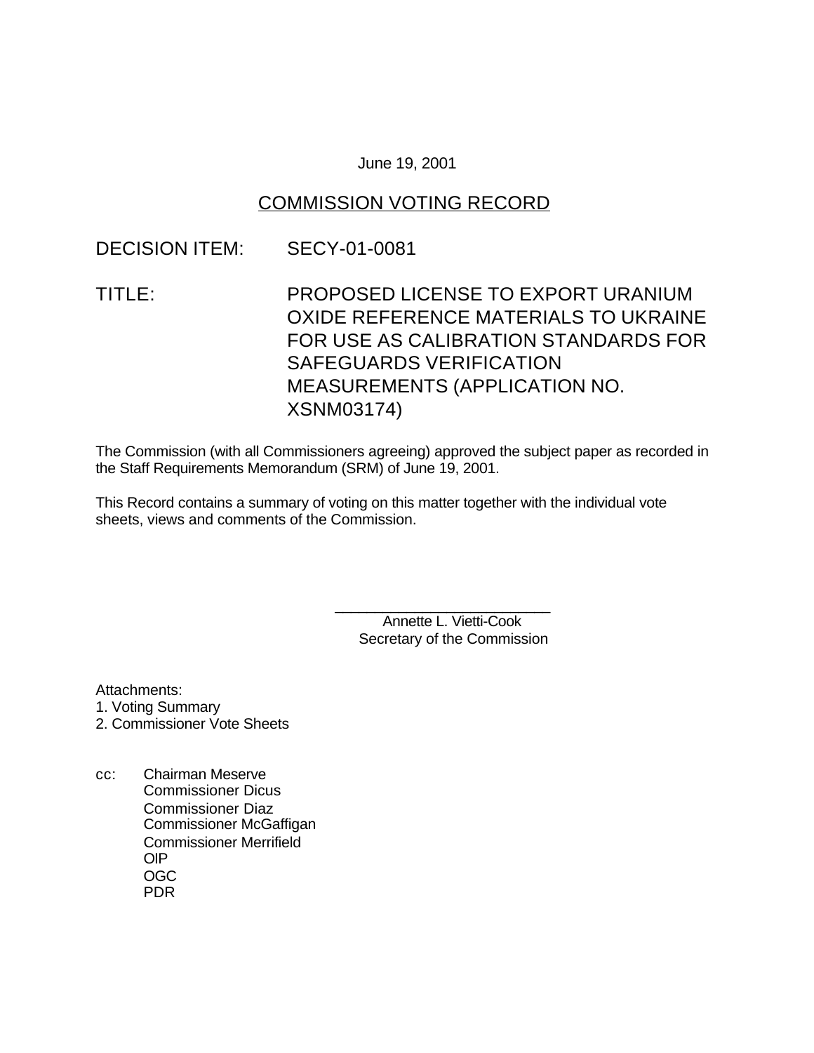June 19, 2001

## COMMISSION VOTING RECORD

DECISION ITEM: SECY-01-0081

TITLE: PROPOSED LICENSE TO EXPORT URANIUM OXIDE REFERENCE MATERIALS TO UKRAINE FOR USE AS CALIBRATION STANDARDS FOR SAFEGUARDS VERIFICATION MEASUREMENTS (APPLICATION NO. XSNM03174)

The Commission (with all Commissioners agreeing) approved the subject paper as recorded in the Staff Requirements Memorandum (SRM) of June 19, 2001.

This Record contains a summary of voting on this matter together with the individual vote sheets, views and comments of the Commission.

\_\_\_\_\_\_\_\_\_\_\_\_\_\_\_\_\_\_\_\_\_\_\_\_\_\_\_
Annette L. Vietti-Cook
Secretary of the Commission

Attachments:
1. Voting Summary
2. Commissioner Vote Sheets

cc: Chairman Meserve
Commissioner Dicus
Commissioner Diaz
Commissioner McGaffigan
Commissioner Merrifield
OIP
OGC
PDR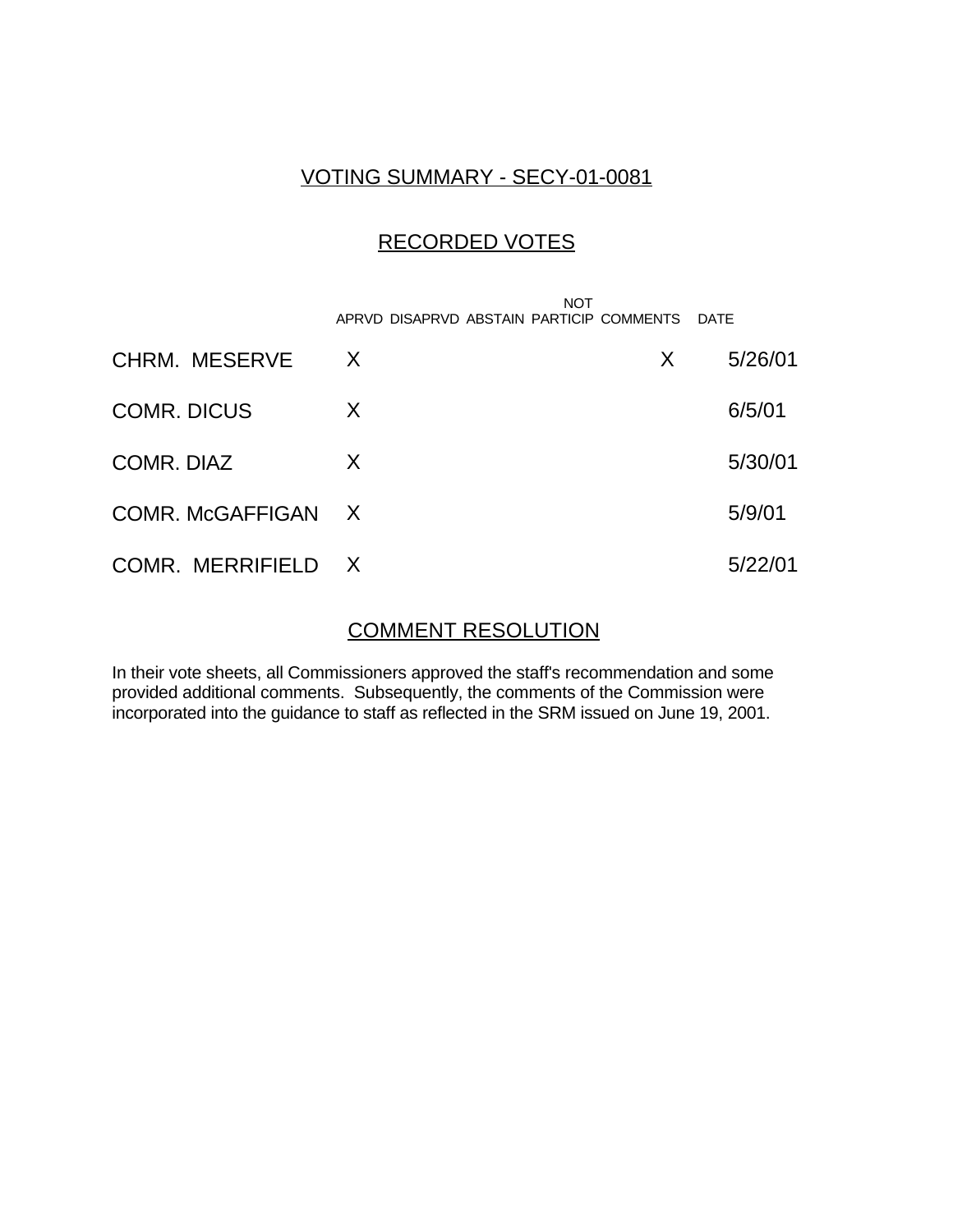## VOTING SUMMARY - SECY-01-0081

## RECORDED VOTES

| | APRVD | DISAPRVD | ABSTAIN | NOT PARTICIP | COMMENTS | DATE |
|---|---|---|---|---|---|---|
| CHRM. MESERVE | X | | | | X | 5/26/01 |
| COMR. DICUS | X | | | | | 6/5/01 |
| COMR. DIAZ | X | | | | | 5/30/01 |
| COMR. McGAFFIGAN | X | | | | | 5/9/01 |
| COMR. MERRIFIELD | X | | | | | 5/22/01 |

## COMMENT RESOLUTION

In their vote sheets, all Commissioners approved the staff's recommendation and some provided additional comments. Subsequently, the comments of the Commission were incorporated into the guidance to staff as reflected in the SRM issued on June 19, 2001.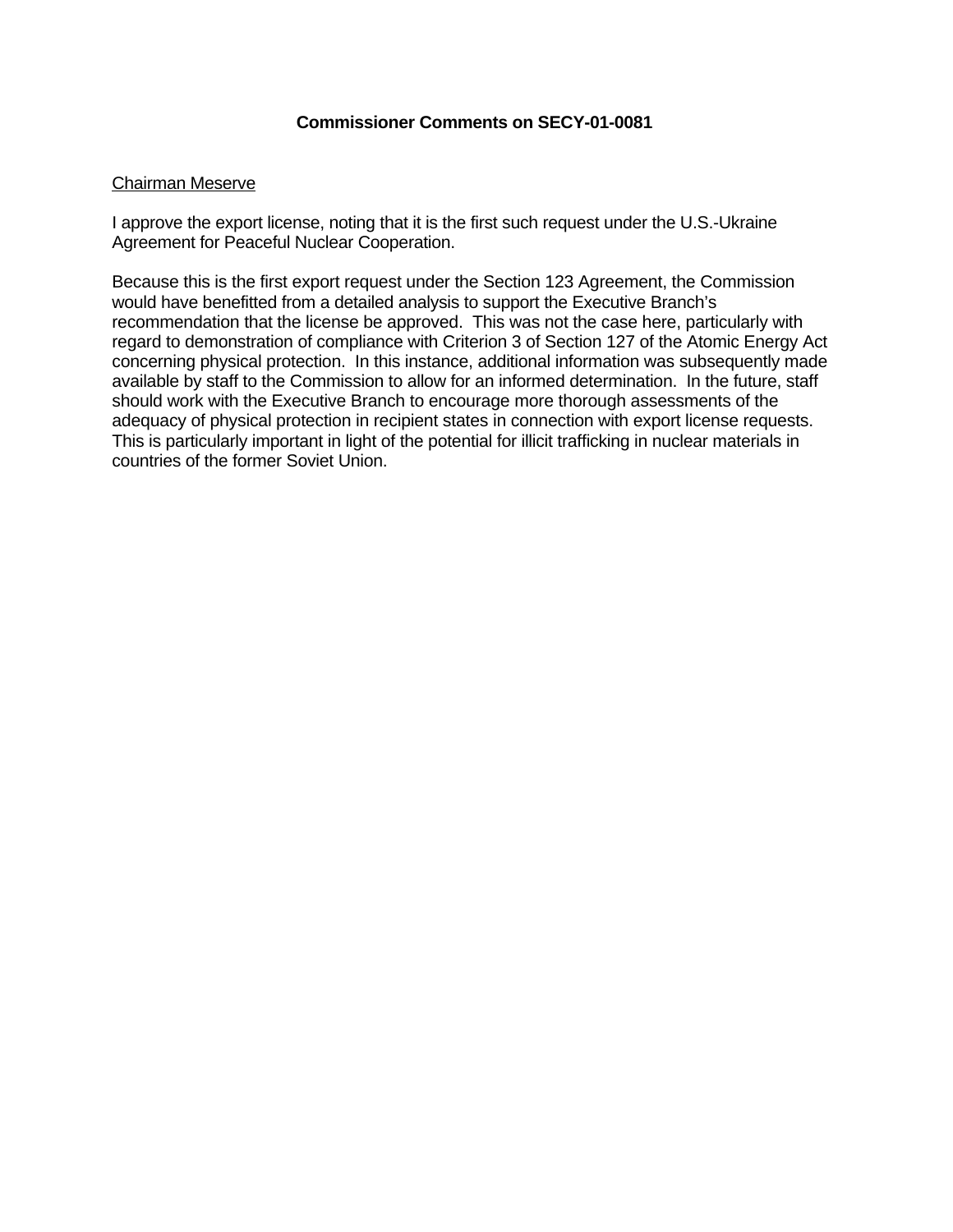**Commissioner Comments on SECY-01-0081**

Chairman Meserve

I approve the export license, noting that it is the first such request under the U.S.-Ukraine Agreement for Peaceful Nuclear Cooperation.

Because this is the first export request under the Section 123 Agreement, the Commission would have benefitted from a detailed analysis to support the Executive Branch's recommendation that the license be approved. This was not the case here, particularly with regard to demonstration of compliance with Criterion 3 of Section 127 of the Atomic Energy Act concerning physical protection. In this instance, additional information was subsequently made available by staff to the Commission to allow for an informed determination. In the future, staff should work with the Executive Branch to encourage more thorough assessments of the adequacy of physical protection in recipient states in connection with export license requests. This is particularly important in light of the potential for illicit trafficking in nuclear materials in countries of the former Soviet Union.